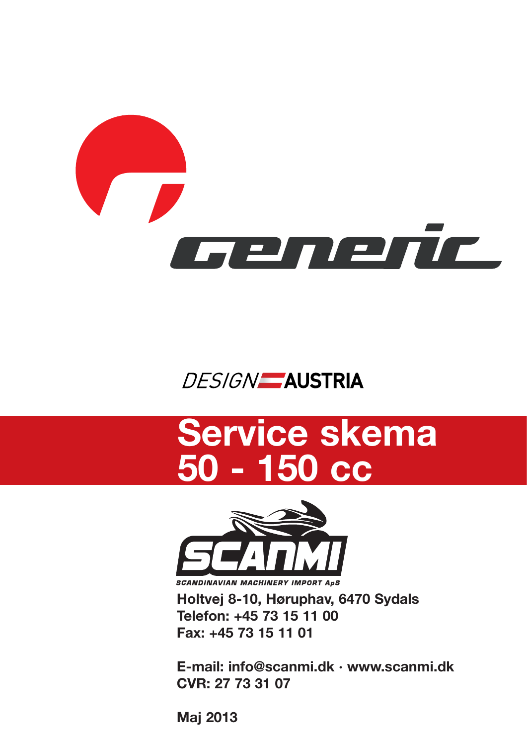generic

DESIGN AUSTRIA

# Service skema 50 - 150 cc

SCANMI

SCANDINAVIAN MACHINERY IMPORT ApS

**Holtvej 8-10, Høruphav, 6470 Sydals**
**Telefon: +45 73 15 11 00**
**Fax: +45 73 15 11 01**

**E-mail: info@scanmi.dk · www.scanmi.dk**
**CVR: 27 73 31 07**

**Maj 2013**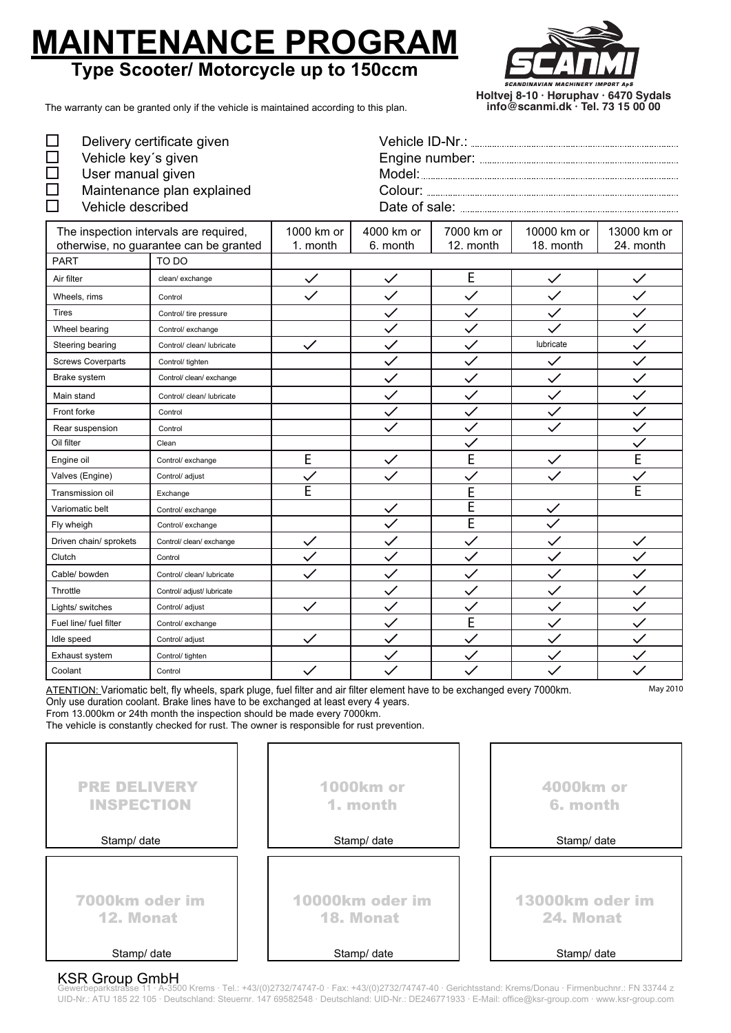# MAINTENANCE PROGRAM

## Type Scooter/ Motorcycle up to 150ccm

**SCANMI** SCANDINAVIAN MACHINERY IMPORT ApS
**Holtvej 8-10 · Høruphav · 6470 Sydals**
**info@scanmi.dk · Tel. 73 15 00 00**

The warranty can be granted only if the vehicle is maintained according to this plan.

- ☐ Delivery certificate given
- ☐ Vehicle key´s given
- ☐ User manual given
- ☐ Maintenance plan explained
- ☐ Vehicle described

Vehicle ID-Nr.: ..................
Engine number: ..................
Model: ..................
Colour: ..................
Date of sale: ..................

| The inspection intervals are required, otherwise, no guarantee can be granted | | 1000 km or 1. month | 4000 km or 6. month | 7000 km or 12. month | 10000 km or 18. month | 13000 km or 24. month |
|---|---|---|---|---|---|---|
| PART | TO DO | | | | | |
| Air filter | clean/ exchange | ✓ | ✓ | E | ✓ | ✓ |
| Wheels, rims | Control | ✓ | ✓ | ✓ | ✓ | ✓ |
| Tires | Control/ tire pressure | | ✓ | ✓ | ✓ | ✓ |
| Wheel bearing | Control/ exchange | | ✓ | ✓ | ✓ | ✓ |
| Steering bearing | Control/ clean/ lubricate | ✓ | ✓ | ✓ | lubricate | ✓ |
| Screws Coverparts | Control/ tighten | | ✓ | ✓ | ✓ | ✓ |
| Brake system | Control/ clean/ exchange | | ✓ | ✓ | ✓ | ✓ |
| Main stand | Control/ clean/ lubricate | | ✓ | ✓ | ✓ | ✓ |
| Front forke | Control | | ✓ | ✓ | ✓ | ✓ |
| Rear suspension | Control | | ✓ | ✓ | ✓ | ✓ |
| Oil filter | Clean | | | ✓ | | ✓ |
| Engine oil | Control/ exchange | E | ✓ | E | ✓ | E |
| Valves (Engine) | Control/ adjust | ✓ | ✓ | ✓ | ✓ | ✓ |
| Transmission oil | Exchange | E | | E | | E |
| Variomatic belt | Control/ exchange | | ✓ | E | ✓ | |
| Fly wheigh | Control/ exchange | | ✓ | E | ✓ | |
| Driven chain/ sprokets | Control/ clean/ exchange | ✓ | ✓ | ✓ | ✓ | ✓ |
| Clutch | Control | ✓ | ✓ | ✓ | ✓ | ✓ |
| Cable/ bowden | Control/ clean/ lubricate | ✓ | ✓ | ✓ | ✓ | ✓ |
| Throttle | Control/ adjust/ lubricate | | ✓ | ✓ | ✓ | ✓ |
| Lights/ switches | Control/ adjust | ✓ | ✓ | ✓ | ✓ | ✓ |
| Fuel line/ fuel filter | Control/ exchange | | ✓ | E | ✓ | ✓ |
| Idle speed | Control/ adjust | ✓ | ✓ | ✓ | ✓ | ✓ |
| Exhaust system | Control/ tighten | | ✓ | ✓ | ✓ | ✓ |
| Coolant | Control | ✓ | ✓ | ✓ | ✓ | ✓ |

ATENTION: Variomatic belt, fly wheels, spark pluge, fuel filter and air filter element have to be exchanged every 7000km.
Only use duration coolant. Brake lines have to be exchanged at least every 4 years.
From 13.000km or 24th month the inspection should be made every 7000km.
The vehicle is constantly checked for rust. The owner is responsible for rust prevention.

May 2010

| | | |
|---|---|---|
| PRE DELIVERY INSPECTION<br>Stamp/ date | 1000km or 1. month<br>Stamp/ date | 4000km or 6. month<br>Stamp/ date |
| 7000km oder im 12. Monat<br>Stamp/ date | 10000km oder im 18. Monat<br>Stamp/ date | 13000km oder im 24. Monat<br>Stamp/ date |

KSR Group GmbH
Gewerbeparkstrasse 11 · A-3500 Krems · Tel.: +43/(0)2732/74747-0 · Fax: +43/(0)2732/74747-40 · Gerichtsstand: Krems/Donau · Firmenbuchnr.: FN 33744 z
UID-Nr.: ATU 185 22 105 · Deutschland: Steuernr. 147 69582548 · Deutschland: UID-Nr.: DE246771933 · E-Mail: office@ksr-group.com · www.ksr-group.com